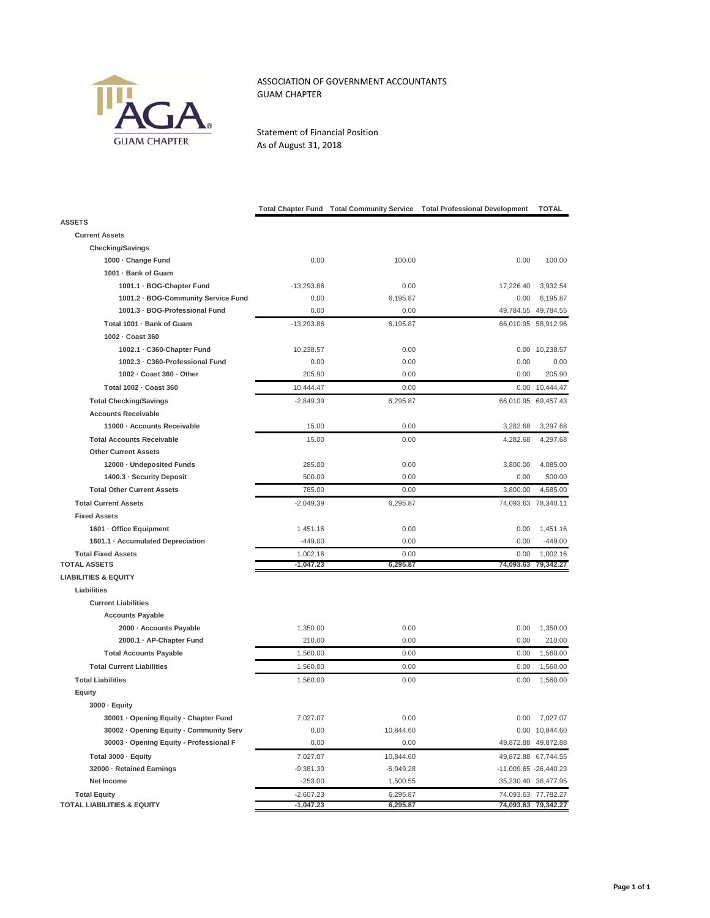ASSOCIATION OF GOVERNMENT ACCOUNTANTS
GUAM CHAPTER

Statement of Financial Position
As of August 31, 2018

| | Total Chapter Fund | Total Community Service | Total Professional Development | TOTAL |
|---|---|---|---|---|
| **ASSETS** | | | | |
| **Current Assets** | | | | |
| **Checking/Savings** | | | | |
| **1000 · Change Fund** | 0.00 | 100.00 | 0.00 | 100.00 |
| **1001 · Bank of Guam** | | | | |
| **1001.1 · BOG-Chapter Fund** | -13,293.86 | 0.00 | 17,226.40 | 3,932.54 |
| **1001.2 · BOG-Community Service Fund** | 0.00 | 6,195.87 | 0.00 | 6,195.87 |
| **1001.3 · BOG-Professional Fund** | 0.00 | 0.00 | 49,784.55 | 49,784.55 |
| **Total 1001 · Bank of Guam** | -13,293.86 | 6,195.87 | 66,010.95 | 58,912.96 |
| **1002 · Coast 360** | | | | |
| **1002.1 · C360-Chapter Fund** | 10,238.57 | 0.00 | 0.00 | 10,238.57 |
| **1002.3 · C360-Professional Fund** | 0.00 | 0.00 | 0.00 | 0.00 |
| **1002 · Coast 360 - Other** | 205.90 | 0.00 | 0.00 | 205.90 |
| **Total 1002 · Coast 360** | 10,444.47 | 0.00 | 0.00 | 10,444.47 |
| **Total Checking/Savings** | -2,849.39 | 6,295.87 | 66,010.95 | 69,457.43 |
| **Accounts Receivable** | | | | |
| **11000 · Accounts Receivable** | 15.00 | 0.00 | 3,282.68 | 3,297.68 |
| **Total Accounts Receivable** | 15.00 | 0.00 | 4,282.68 | 4,297.68 |
| **Other Current Assets** | | | | |
| **12000 · Undeposited Funds** | 285.00 | 0.00 | 3,800.00 | 4,085.00 |
| **1400.3 · Security Deposit** | 500.00 | 0.00 | 0.00 | 500.00 |
| **Total Other Current Assets** | 785.00 | 0.00 | 3,800.00 | 4,585.00 |
| **Total Current Assets** | -2,049.39 | 6,295.87 | 74,093.63 | 78,340.11 |
| **Fixed Assets** | | | | |
| **1601 · Office Equipment** | 1,451.16 | 0.00 | 0.00 | 1,451.16 |
| **1601.1 · Accumulated Depreciation** | -449.00 | 0.00 | 0.00 | -449.00 |
| **Total Fixed Assets** | 1,002.16 | 0.00 | 0.00 | 1,002.16 |
| **TOTAL ASSETS** | **-1,047.23** | **6,295.87** | **74,093.63** | **79,342.27** |
| **LIABILITIES & EQUITY** | | | | |
| **Liabilities** | | | | |
| **Current Liabilities** | | | | |
| **Accounts Payable** | | | | |
| **2000 · Accounts Payable** | 1,350.00 | 0.00 | 0.00 | 1,350.00 |
| **2000.1 · AP-Chapter Fund** | 210.00 | 0.00 | 0.00 | 210.00 |
| **Total Accounts Payable** | 1,560.00 | 0.00 | 0.00 | 1,560.00 |
| **Total Current Liabilities** | 1,560.00 | 0.00 | 0.00 | 1,560.00 |
| **Total Liabilities** | 1,560.00 | 0.00 | 0.00 | 1,560.00 |
| **Equity** | | | | |
| **3000 · Equity** | | | | |
| **30001 · Opening Equity - Chapter Fund** | 7,027.07 | 0.00 | 0.00 | 7,027.07 |
| **30002 · Opening Equity - Community Serv** | 0.00 | 10,844.60 | 0.00 | 10,844.60 |
| **30003 · Opening Equity - Professional F** | 0.00 | 0.00 | 49,872.88 | 49,872.88 |
| **Total 3000 · Equity** | 7,027.07 | 10,844.60 | 49,872.88 | 67,744.55 |
| **32000 · Retained Earnings** | -9,381.30 | -6,049.28 | -11,009.65 | -26,440.23 |
| **Net Income** | -253.00 | 1,500.55 | 35,230.40 | 36,477.95 |
| **Total Equity** | -2,607.23 | 6,295.87 | 74,093.63 | 77,782.27 |
| **TOTAL LIABILITIES & EQUITY** | **-1,047.23** | **6,295.87** | **74,093.63** | **79,342.27** |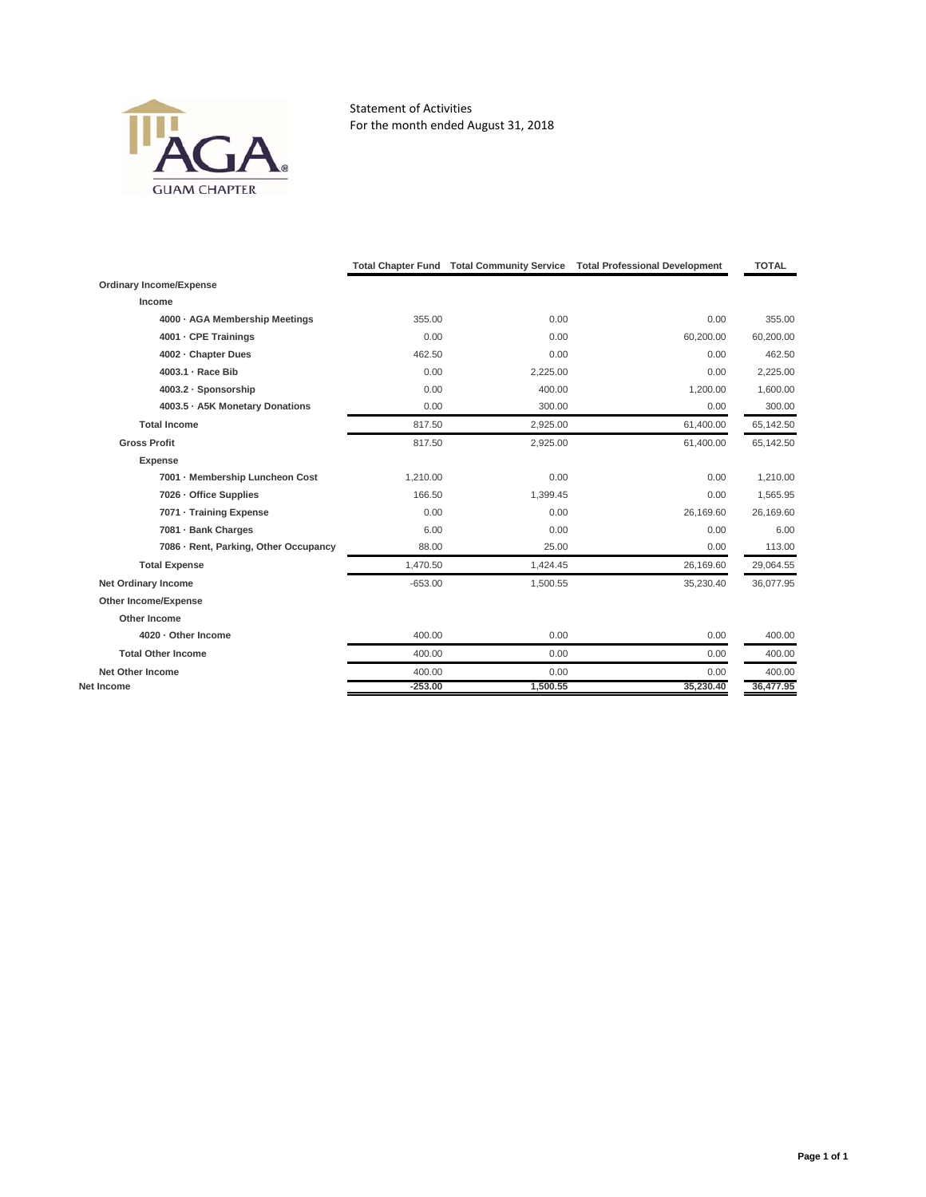AGA GUAM CHAPTER

Statement of Activities
For the month ended August 31, 2018

| | Total Chapter Fund | Total Community Service | Total Professional Development | TOTAL |
|---|---|---|---|---|
| **Ordinary Income/Expense** | | | | |
| **Income** | | | | |
| **4000 · AGA Membership Meetings** | 355.00 | 0.00 | 0.00 | 355.00 |
| **4001 · CPE Trainings** | 0.00 | 0.00 | 60,200.00 | 60,200.00 |
| **4002 · Chapter Dues** | 462.50 | 0.00 | 0.00 | 462.50 |
| **4003.1 · Race Bib** | 0.00 | 2,225.00 | 0.00 | 2,225.00 |
| **4003.2 · Sponsorship** | 0.00 | 400.00 | 1,200.00 | 1,600.00 |
| **4003.5 · A5K Monetary Donations** | 0.00 | 300.00 | 0.00 | 300.00 |
| **Total Income** | 817.50 | 2,925.00 | 61,400.00 | 65,142.50 |
| **Gross Profit** | 817.50 | 2,925.00 | 61,400.00 | 65,142.50 |
| **Expense** | | | | |
| **7001 · Membership Luncheon Cost** | 1,210.00 | 0.00 | 0.00 | 1,210.00 |
| **7026 · Office Supplies** | 166.50 | 1,399.45 | 0.00 | 1,565.95 |
| **7071 · Training Expense** | 0.00 | 0.00 | 26,169.60 | 26,169.60 |
| **7081 · Bank Charges** | 6.00 | 0.00 | 0.00 | 6.00 |
| **7086 · Rent, Parking, Other Occupancy** | 88.00 | 25.00 | 0.00 | 113.00 |
| **Total Expense** | 1,470.50 | 1,424.45 | 26,169.60 | 29,064.55 |
| **Net Ordinary Income** | -653.00 | 1,500.55 | 35,230.40 | 36,077.95 |
| **Other Income/Expense** | | | | |
| **Other Income** | | | | |
| **4020 · Other Income** | 400.00 | 0.00 | 0.00 | 400.00 |
| **Total Other Income** | 400.00 | 0.00 | 0.00 | 400.00 |
| **Net Other Income** | 400.00 | 0.00 | 0.00 | 400.00 |
| **Net Income** | -253.00 | 1,500.55 | 35,230.40 | 36,477.95 |